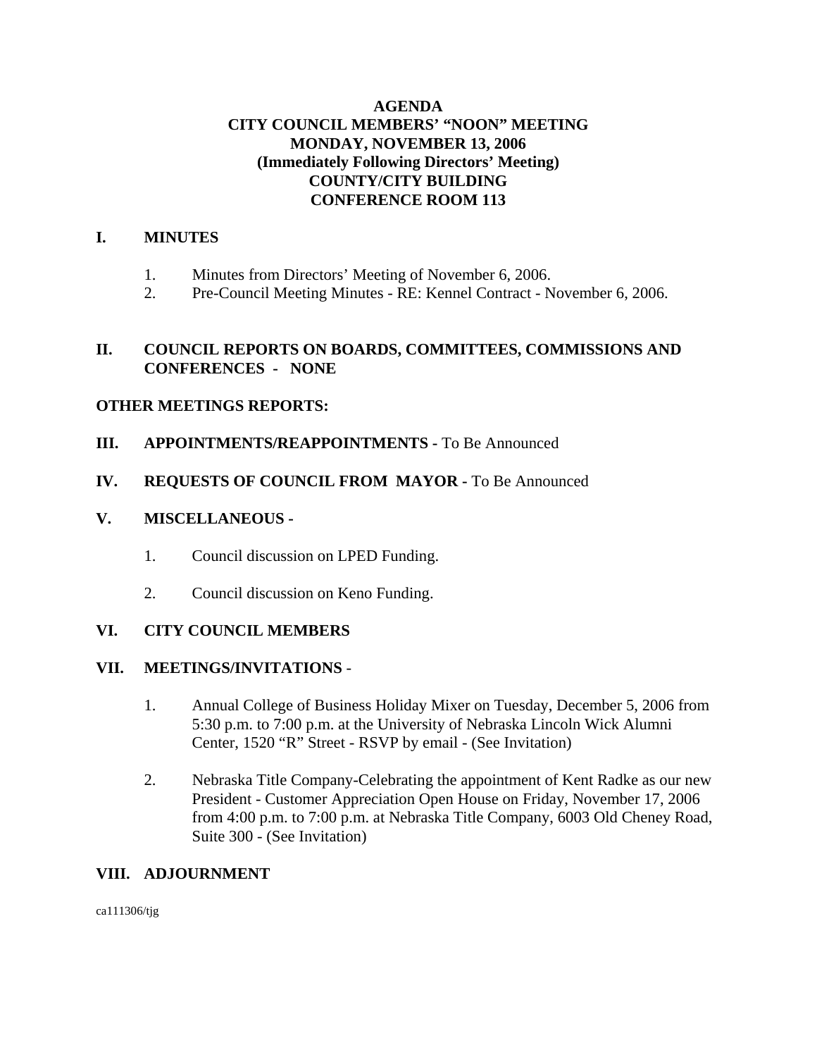# AGENDA
# CITY COUNCIL MEMBERS' "NOON" MEETING
# MONDAY, NOVEMBER 13, 2006
# (Immediately Following Directors' Meeting)
# COUNTY/CITY BUILDING
# CONFERENCE ROOM 113

## I. MINUTES

1. Minutes from Directors' Meeting of November 6, 2006.
2. Pre-Council Meeting Minutes - RE: Kennel Contract - November 6, 2006.

## II. COUNCIL REPORTS ON BOARDS, COMMITTEES, COMMISSIONS AND CONFERENCES - NONE

**OTHER MEETINGS REPORTS:**

## III. APPOINTMENTS/REAPPOINTMENTS - To Be Announced

## IV. REQUESTS OF COUNCIL FROM MAYOR - To Be Announced

## V. MISCELLANEOUS -

1. Council discussion on LPED Funding.

2. Council discussion on Keno Funding.

## VI. CITY COUNCIL MEMBERS

## VII. MEETINGS/INVITATIONS -

1. Annual College of Business Holiday Mixer on Tuesday, December 5, 2006 from 5:30 p.m. to 7:00 p.m. at the University of Nebraska Lincoln Wick Alumni Center, 1520 "R" Street - RSVP by email - (See Invitation)

2. Nebraska Title Company-Celebrating the appointment of Kent Radke as our new President - Customer Appreciation Open House on Friday, November 17, 2006 from 4:00 p.m. to 7:00 p.m. at Nebraska Title Company, 6003 Old Cheney Road, Suite 300 - (See Invitation)

## VIII. ADJOURNMENT

ca111306/tjg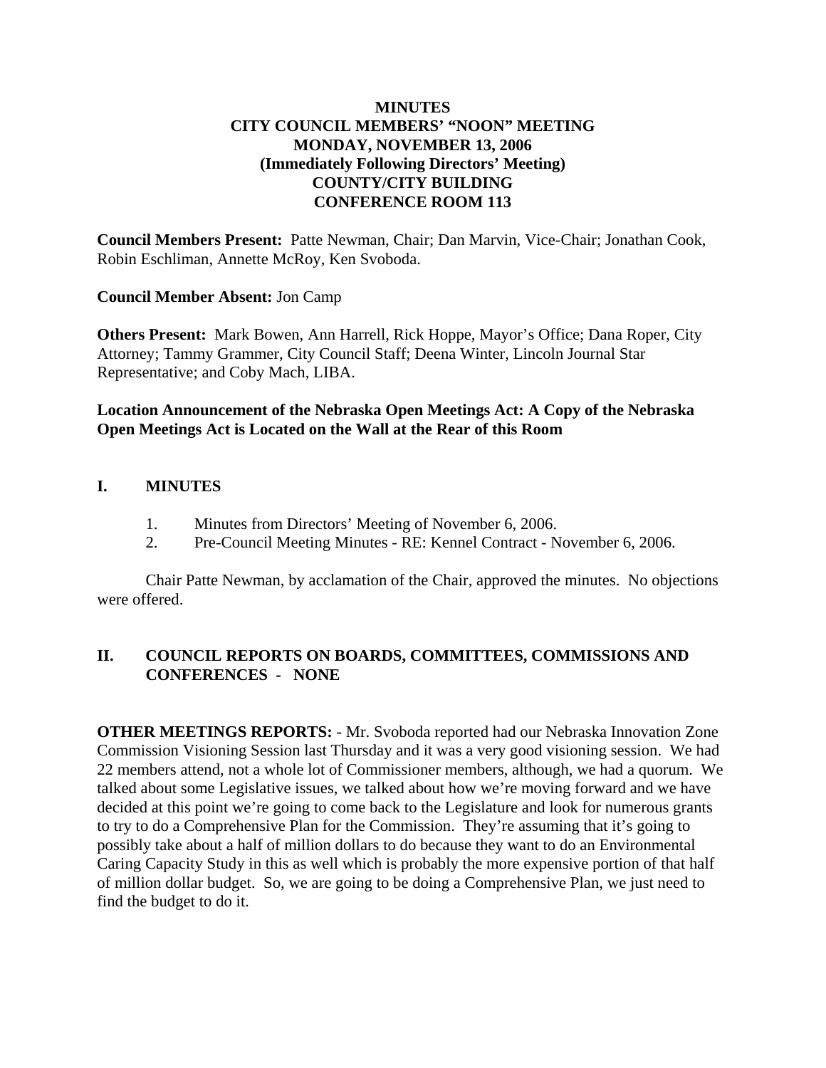**MINUTES**
**CITY COUNCIL MEMBERS' "NOON" MEETING**
**MONDAY, NOVEMBER 13, 2006**
**(Immediately Following Directors' Meeting)**
**COUNTY/CITY BUILDING**
**CONFERENCE ROOM 113**

**Council Members Present:** Patte Newman, Chair; Dan Marvin, Vice-Chair; Jonathan Cook, Robin Eschliman, Annette McRoy, Ken Svoboda.

**Council Member Absent:** Jon Camp

**Others Present:** Mark Bowen, Ann Harrell, Rick Hoppe, Mayor's Office; Dana Roper, City Attorney; Tammy Grammer, City Council Staff; Deena Winter, Lincoln Journal Star Representative; and Coby Mach, LIBA.

**Location Announcement of the Nebraska Open Meetings Act: A Copy of the Nebraska Open Meetings Act is Located on the Wall at the Rear of this Room**

## I. MINUTES

1. Minutes from Directors' Meeting of November 6, 2006.
2. Pre-Council Meeting Minutes - RE: Kennel Contract - November 6, 2006.

Chair Patte Newman, by acclamation of the Chair, approved the minutes. No objections were offered.

## II. COUNCIL REPORTS ON BOARDS, COMMITTEES, COMMISSIONS AND CONFERENCES - NONE

**OTHER MEETINGS REPORTS:** - Mr. Svoboda reported had our Nebraska Innovation Zone Commission Visioning Session last Thursday and it was a very good visioning session. We had 22 members attend, not a whole lot of Commissioner members, although, we had a quorum. We talked about some Legislative issues, we talked about how we're moving forward and we have decided at this point we're going to come back to the Legislature and look for numerous grants to try to do a Comprehensive Plan for the Commission. They're assuming that it's going to possibly take about a half of million dollars to do because they want to do an Environmental Caring Capacity Study in this as well which is probably the more expensive portion of that half of million dollar budget. So, we are going to be doing a Comprehensive Plan, we just need to find the budget to do it.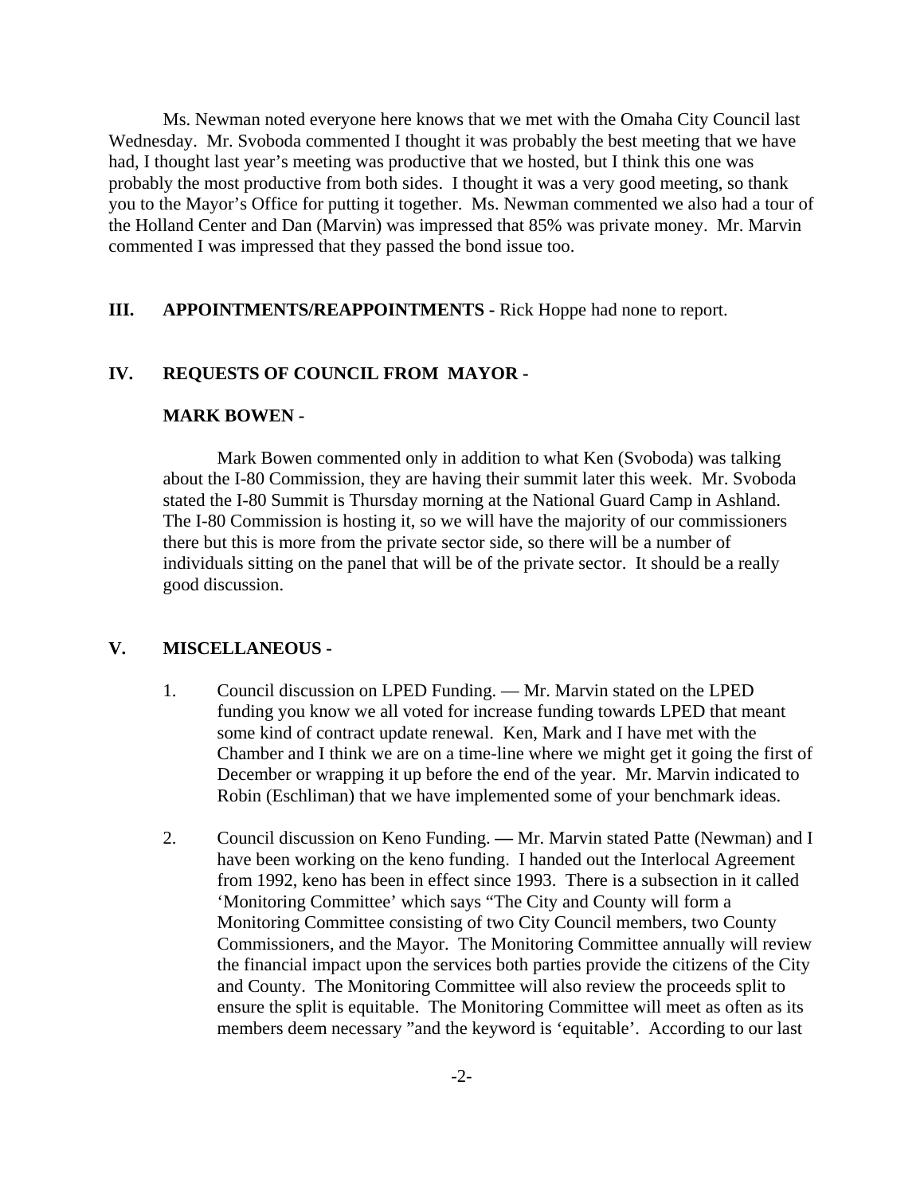Ms. Newman noted everyone here knows that we met with the Omaha City Council last Wednesday. Mr. Svoboda commented I thought it was probably the best meeting that we have had, I thought last year's meeting was productive that we hosted, but I think this one was probably the most productive from both sides. I thought it was a very good meeting, so thank you to the Mayor's Office for putting it together. Ms. Newman commented we also had a tour of the Holland Center and Dan (Marvin) was impressed that 85% was private money. Mr. Marvin commented I was impressed that they passed the bond issue too.

**III. APPOINTMENTS/REAPPOINTMENTS -** Rick Hoppe had none to report.

**IV. REQUESTS OF COUNCIL FROM MAYOR -**

**MARK BOWEN -**

Mark Bowen commented only in addition to what Ken (Svoboda) was talking about the I-80 Commission, they are having their summit later this week. Mr. Svoboda stated the I-80 Summit is Thursday morning at the National Guard Camp in Ashland. The I-80 Commission is hosting it, so we will have the majority of our commissioners there but this is more from the private sector side, so there will be a number of individuals sitting on the panel that will be of the private sector. It should be a really good discussion.

**V. MISCELLANEOUS -**

1. Council discussion on LPED Funding. — Mr. Marvin stated on the LPED funding you know we all voted for increase funding towards LPED that meant some kind of contract update renewal. Ken, Mark and I have met with the Chamber and I think we are on a time-line where we might get it going the first of December or wrapping it up before the end of the year. Mr. Marvin indicated to Robin (Eschliman) that we have implemented some of your benchmark ideas.

2. Council discussion on Keno Funding. **—** Mr. Marvin stated Patte (Newman) and I have been working on the keno funding. I handed out the Interlocal Agreement from 1992, keno has been in effect since 1993. There is a subsection in it called 'Monitoring Committee' which says "The City and County will form a Monitoring Committee consisting of two City Council members, two County Commissioners, and the Mayor. The Monitoring Committee annually will review the financial impact upon the services both parties provide the citizens of the City and County. The Monitoring Committee will also review the proceeds split to ensure the split is equitable. The Monitoring Committee will meet as often as its members deem necessary "and the keyword is 'equitable'. According to our last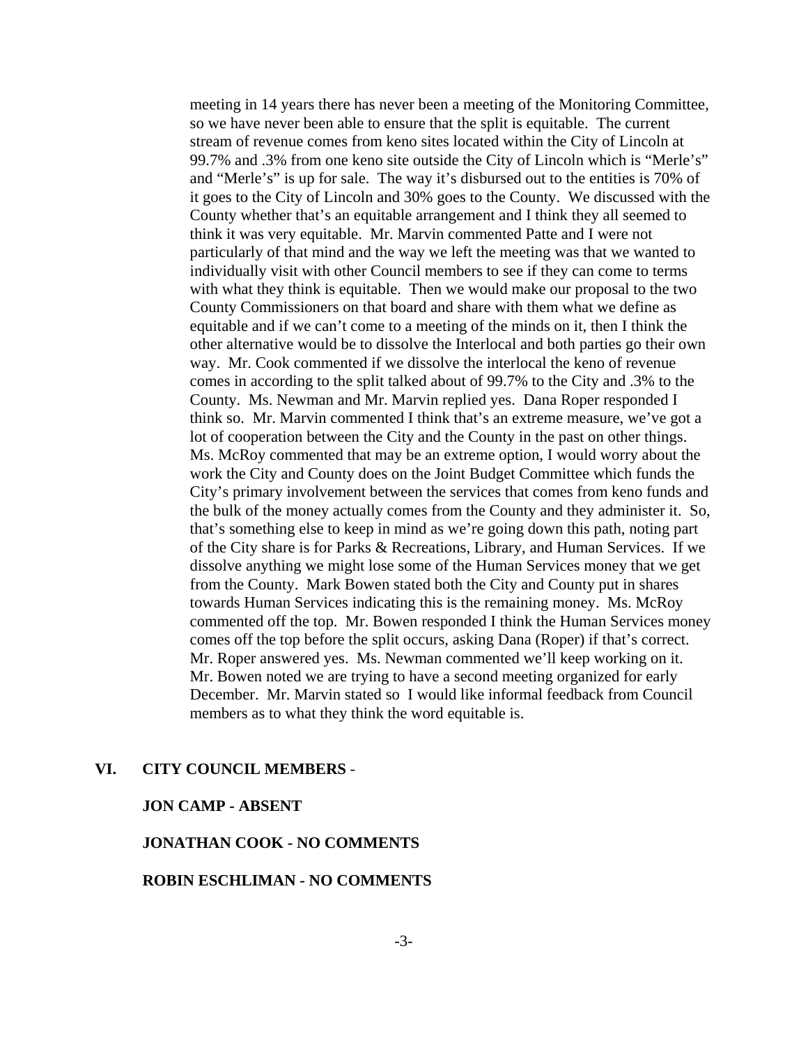meeting in 14 years there has never been a meeting of the Monitoring Committee, so we have never been able to ensure that the split is equitable. The current stream of revenue comes from keno sites located within the City of Lincoln at 99.7% and .3% from one keno site outside the City of Lincoln which is "Merle's" and "Merle's" is up for sale. The way it's disbursed out to the entities is 70% of it goes to the City of Lincoln and 30% goes to the County. We discussed with the County whether that's an equitable arrangement and I think they all seemed to think it was very equitable. Mr. Marvin commented Patte and I were not particularly of that mind and the way we left the meeting was that we wanted to individually visit with other Council members to see if they can come to terms with what they think is equitable. Then we would make our proposal to the two County Commissioners on that board and share with them what we define as equitable and if we can't come to a meeting of the minds on it, then I think the other alternative would be to dissolve the Interlocal and both parties go their own way. Mr. Cook commented if we dissolve the interlocal the keno of revenue comes in according to the split talked about of 99.7% to the City and .3% to the County. Ms. Newman and Mr. Marvin replied yes. Dana Roper responded I think so. Mr. Marvin commented I think that's an extreme measure, we've got a lot of cooperation between the City and the County in the past on other things. Ms. McRoy commented that may be an extreme option, I would worry about the work the City and County does on the Joint Budget Committee which funds the City's primary involvement between the services that comes from keno funds and the bulk of the money actually comes from the County and they administer it. So, that's something else to keep in mind as we're going down this path, noting part of the City share is for Parks & Recreations, Library, and Human Services. If we dissolve anything we might lose some of the Human Services money that we get from the County. Mark Bowen stated both the City and County put in shares towards Human Services indicating this is the remaining money. Ms. McRoy commented off the top. Mr. Bowen responded I think the Human Services money comes off the top before the split occurs, asking Dana (Roper) if that's correct. Mr. Roper answered yes. Ms. Newman commented we'll keep working on it. Mr. Bowen noted we are trying to have a second meeting organized for early December. Mr. Marvin stated so I would like informal feedback from Council members as to what they think the word equitable is.

## VI. CITY COUNCIL MEMBERS -

**JON CAMP - ABSENT**

**JONATHAN COOK - NO COMMENTS**

**ROBIN ESCHLIMAN - NO COMMENTS**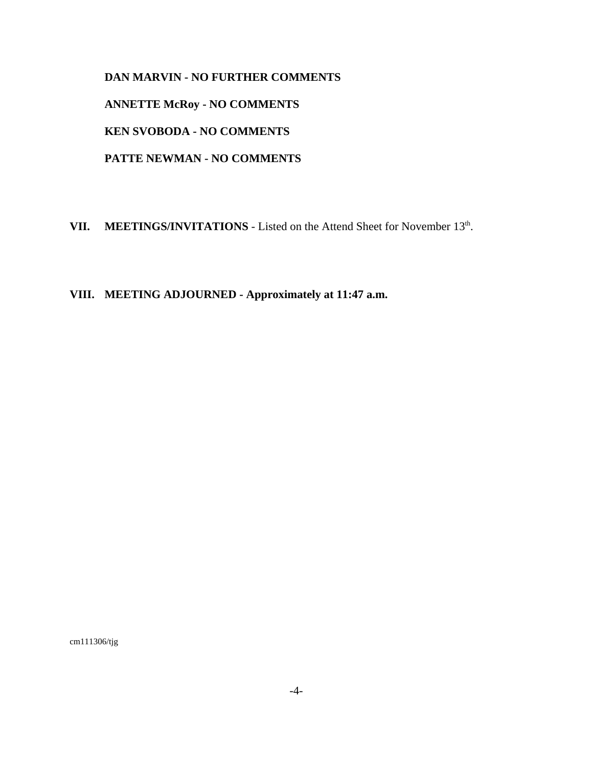**DAN MARVIN - NO FURTHER COMMENTS**

**ANNETTE McRoy - NO COMMENTS**

**KEN SVOBODA - NO COMMENTS**

**PATTE NEWMAN - NO COMMENTS**

**VII. MEETINGS/INVITATIONS** - Listed on the Attend Sheet for November 13th.

**VIII. MEETING ADJOURNED - Approximately at 11:47 a.m.**

cm111306/tjg